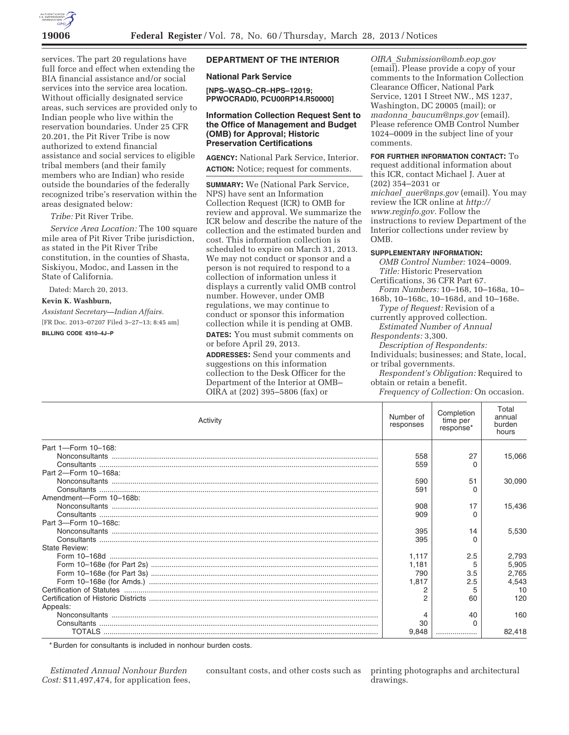services. The part 20 regulations have full force and effect when extending the BIA financial assistance and/or social services into the service area location. Without officially designated service areas, such services are provided only to Indian people who live within the reservation boundaries. Under 25 CFR 20.201, the Pit River Tribe is now authorized to extend financial assistance and social services to eligible tribal members (and their family members who are Indian) who reside outside the boundaries of the federally recognized tribe's reservation within the areas designated below:

*Tribe:* Pit River Tribe.

*Service Area Location:* The 100 square mile area of Pit River Tribe jurisdiction, as stated in the Pit River Tribe constitution, in the counties of Shasta, Siskiyou, Modoc, and Lassen in the State of California.

Dated: March 20, 2013.

**Kevin K. Washburn,**

*Assistant Secretary—Indian Affairs.*

[FR Doc. 2013–07207 Filed 3–27–13; 8:45 am]

**BILLING CODE 4310–4J–P**

## DEPARTMENT OF THE INTERIOR

### National Park Service

**[NPS–WASO–CR–HPS–12019; PPWOCRADI0, PCU00RP14.R50000]**

### Information Collection Request Sent to the Office of Management and Budget (OMB) for Approval; Historic Preservation Certifications

**AGENCY:** National Park Service, Interior.

**ACTION:** Notice; request for comments.

**SUMMARY:** We (National Park Service, NPS) have sent an Information Collection Request (ICR) to OMB for review and approval. We summarize the ICR below and describe the nature of the collection and the estimated burden and cost. This information collection is scheduled to expire on March 31, 2013. We may not conduct or sponsor and a person is not required to respond to a collection of information unless it displays a currently valid OMB control number. However, under OMB regulations, we may continue to conduct or sponsor this information collection while it is pending at OMB.

**DATES:** You must submit comments on or before April 29, 2013.

**ADDRESSES:** Send your comments and suggestions on this information collection to the Desk Officer for the Department of the Interior at OMB–OIRA at (202) 395–5806 (fax) or *OIRA_Submission@omb.eop.gov* (email). Please provide a copy of your comments to the Information Collection Clearance Officer, National Park Service, 1201 I Street NW., MS 1237, Washington, DC 20005 (mail); or *madonna_baucum@nps.gov* (email). Please reference OMB Control Number 1024–0009 in the subject line of your comments.

**FOR FURTHER INFORMATION CONTACT:** To request additional information about this ICR, contact Michael J. Auer at (202) 354–2031 or *michael_auer@nps.gov* (email). You may review the ICR online at *http://www.reginfo.gov.* Follow the instructions to review Department of the Interior collections under review by OMB.

**SUPPLEMENTARY INFORMATION:**

*OMB Control Number:* 1024–0009.

*Title:* Historic Preservation Certifications, 36 CFR Part 67.

*Form Numbers:* 10–168, 10–168a, 10–168b, 10–168c, 10–168d, and 10–168e.

*Type of Request:* Revision of a currently approved collection.

*Estimated Number of Annual Respondents:* 3,300.

*Description of Respondents:* Individuals; businesses; and State, local, or tribal governments.

*Respondent's Obligation:* Required to obtain or retain a benefit.

*Frequency of Collection:* On occasion.

| Activity | Number of responses | Completion time per response* | Total annual burden hours |
|---|---|---|---|
| Part 1—Form 10–168: | | | |
| Nonconsultants | 558 | 27 | 15,066 |
| Consultants | 559 | 0 | |
| Part 2—Form 10–168a: | | | |
| Nonconsultants | 590 | 51 | 30,090 |
| Consultants | 591 | 0 | |
| Amendment—Form 10–168b: | | | |
| Nonconsultants | 908 | 17 | 15,436 |
| Consultants | 909 | 0 | |
| Part 3—Form 10–168c: | | | |
| Nonconsultants | 395 | 14 | 5,530 |
| Consultants | 395 | 0 | |
| State Review: | | | |
| Form 10–168d | 1,117 | 2.5 | 2,793 |
| Form 10–168e (for Part 2s) | 1,181 | 5 | 5,905 |
| Form 10–168e (for Part 3s) | 790 | 3.5 | 2,765 |
| Form 10–168e (for Amds.) | 1,817 | 2.5 | 4,543 |
| Certification of Statutes | 2 | 5 | 10 |
| Certification of Historic Districts | 2 | 60 | 120 |
| Appeals: | | | |
| Nonconsultants | 4 | 40 | 160 |
| Consultants | 30 | 0 | |
| TOTALS | 9,848 | | 82,418 |

\* Burden for consultants is included in nonhour burden costs.

*Estimated Annual Nonhour Burden Cost:* $11,497,474, for application fees, consultant costs, and other costs such as printing photographs and architectural drawings.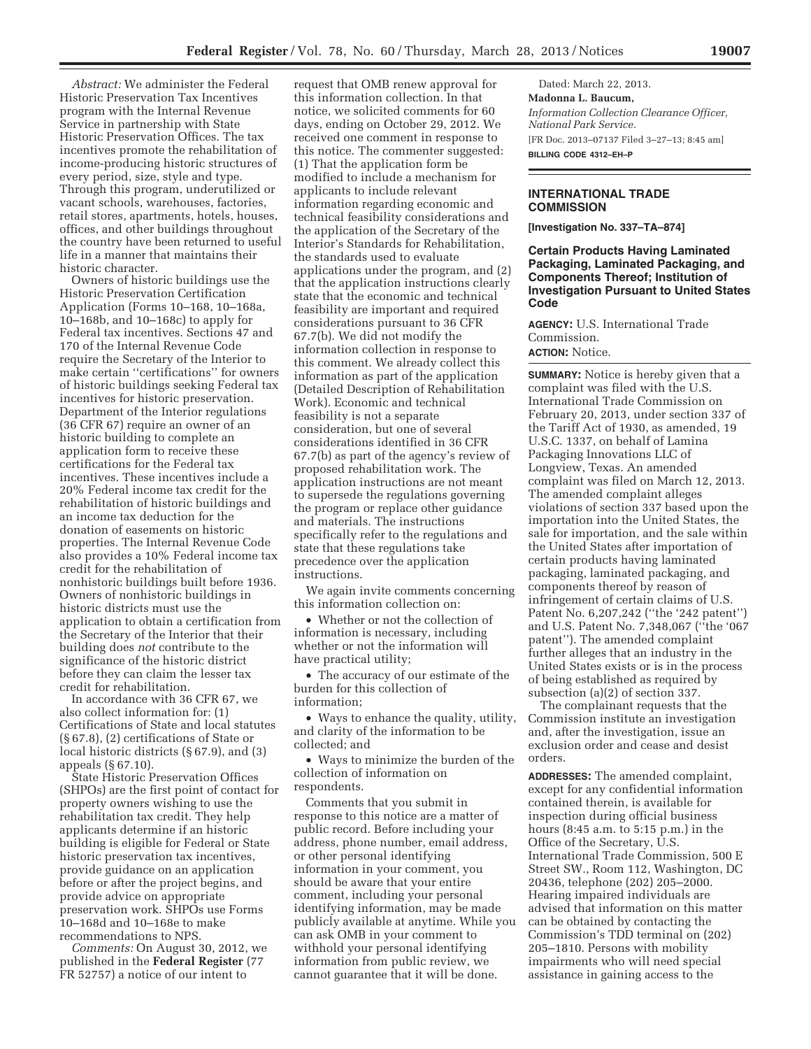*Abstract:* We administer the Federal Historic Preservation Tax Incentives program with the Internal Revenue Service in partnership with State Historic Preservation Offices. The tax incentives promote the rehabilitation of income-producing historic structures of every period, size, style and type. Through this program, underutilized or vacant schools, warehouses, factories, retail stores, apartments, hotels, houses, offices, and other buildings throughout the country have been returned to useful life in a manner that maintains their historic character.

Owners of historic buildings use the Historic Preservation Certification Application (Forms 10–168, 10–168a, 10–168b, and 10–168c) to apply for Federal tax incentives. Sections 47 and 170 of the Internal Revenue Code require the Secretary of the Interior to make certain ''certifications'' for owners of historic buildings seeking Federal tax incentives for historic preservation. Department of the Interior regulations (36 CFR 67) require an owner of an historic building to complete an application form to receive these certifications for the Federal tax incentives. These incentives include a 20% Federal income tax credit for the rehabilitation of historic buildings and an income tax deduction for the donation of easements on historic properties. The Internal Revenue Code also provides a 10% Federal income tax credit for the rehabilitation of nonhistoric buildings built before 1936. Owners of nonhistoric buildings in historic districts must use the application to obtain a certification from the Secretary of the Interior that their building does *not* contribute to the significance of the historic district before they can claim the lesser tax credit for rehabilitation.

In accordance with 36 CFR 67, we also collect information for: (1) Certifications of State and local statutes (§ 67.8), (2) certifications of State or local historic districts (§ 67.9), and (3) appeals (§ 67.10).

State Historic Preservation Offices (SHPOs) are the first point of contact for property owners wishing to use the rehabilitation tax credit. They help applicants determine if an historic building is eligible for Federal or State historic preservation tax incentives, provide guidance on an application before or after the project begins, and provide advice on appropriate preservation work. SHPOs use Forms 10–168d and 10–168e to make recommendations to NPS.

*Comments:* On August 30, 2012, we published in the **Federal Register** (77 FR 52757) a notice of our intent to request that OMB renew approval for this information collection. In that notice, we solicited comments for 60 days, ending on October 29, 2012. We received one comment in response to this notice. The commenter suggested: (1) That the application form be modified to include a mechanism for applicants to include relevant information regarding economic and technical feasibility considerations and the application of the Secretary of the Interior's Standards for Rehabilitation, the standards used to evaluate applications under the program, and (2) that the application instructions clearly state that the economic and technical feasibility are important and required considerations pursuant to 36 CFR 67.7(b). We did not modify the information collection in response to this comment. We already collect this information as part of the application (Detailed Description of Rehabilitation Work). Economic and technical feasibility is not a separate consideration, but one of several considerations identified in 36 CFR 67.7(b) as part of the agency's review of proposed rehabilitation work. The application instructions are not meant to supersede the regulations governing the program or replace other guidance and materials. The instructions specifically refer to the regulations and state that these regulations take precedence over the application instructions.

We again invite comments concerning this information collection on:

- Whether or not the collection of information is necessary, including whether or not the information will have practical utility;
- The accuracy of our estimate of the burden for this collection of information;
- Ways to enhance the quality, utility, and clarity of the information to be collected; and
- Ways to minimize the burden of the collection of information on respondents.

Comments that you submit in response to this notice are a matter of public record. Before including your address, phone number, email address, or other personal identifying information in your comment, you should be aware that your entire comment, including your personal identifying information, may be made publicly available at anytime. While you can ask OMB in your comment to withhold your personal identifying information from public review, we cannot guarantee that it will be done.

Dated: March 22, 2013.

**Madonna L. Baucum,**

*Information Collection Clearance Officer, National Park Service.*

[FR Doc. 2013–07137 Filed 3–27–13; 8:45 am]

**BILLING CODE 4312–EH–P**

## INTERNATIONAL TRADE COMMISSION

**[Investigation No. 337–TA–874]**

### Certain Products Having Laminated Packaging, Laminated Packaging, and Components Thereof; Institution of Investigation Pursuant to United States Code

**AGENCY:** U.S. International Trade Commission.

**ACTION:** Notice.

**SUMMARY:** Notice is hereby given that a complaint was filed with the U.S. International Trade Commission on February 20, 2013, under section 337 of the Tariff Act of 1930, as amended, 19 U.S.C. 1337, on behalf of Lamina Packaging Innovations LLC of Longview, Texas. An amended complaint was filed on March 12, 2013. The amended complaint alleges violations of section 337 based upon the importation into the United States, the sale for importation, and the sale within the United States after importation of certain products having laminated packaging, laminated packaging, and components thereof by reason of infringement of certain claims of U.S. Patent No. 6,207,242 (''the '242 patent'') and U.S. Patent No. 7,348,067 (''the '067 patent''). The amended complaint further alleges that an industry in the United States exists or is in the process of being established as required by subsection (a)(2) of section 337.

The complainant requests that the Commission institute an investigation and, after the investigation, issue an exclusion order and cease and desist orders.

**ADDRESSES:** The amended complaint, except for any confidential information contained therein, is available for inspection during official business hours (8:45 a.m. to 5:15 p.m.) in the Office of the Secretary, U.S. International Trade Commission, 500 E Street SW., Room 112, Washington, DC 20436, telephone (202) 205–2000. Hearing impaired individuals are advised that information on this matter can be obtained by contacting the Commission's TDD terminal on (202) 205–1810. Persons with mobility impairments who will need special assistance in gaining access to the